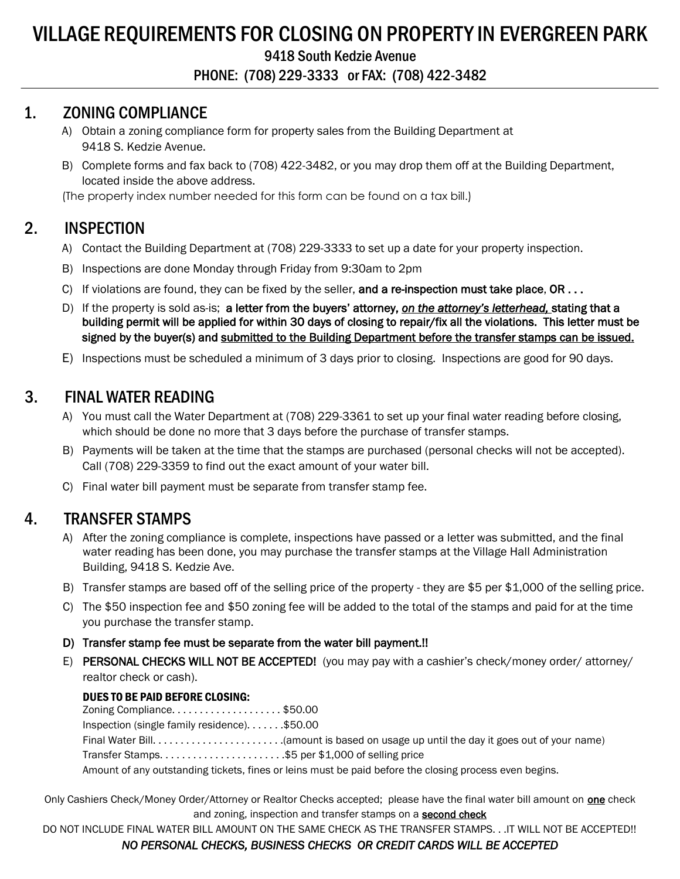# VILLAGE REQUIREMENTS FOR CLOSING ON PROPERTY IN EVERGREEN PARK

9418 South Kedzie Avenue

PHONE: (708) 229-3333 or FAX: (708) 422-3482

## 1. ZONING COMPLIANCE

A) Obtain a zoning compliance form for property sales from the Building Department at 9418 S. Kedzie Avenue.

B) Complete forms and fax back to (708) 422-3482, or you may drop them off at the Building Department, located inside the above address.

(The property index number needed for this form can be found on a tax bill.)

## 2. INSPECTION

A) Contact the Building Department at (708) 229-3333 to set up a date for your property inspection.

B) Inspections are done Monday through Friday from 9:30am to 2pm

C) If violations are found, they can be fixed by the seller, **and a re-inspection must take place**, **OR . . .**

D) If the property is sold as-is; **a letter from the buyers' attorney, *on the attorney's letterhead,* stating that a building permit will be applied for within 30 days of closing to repair/fix all the violations. This letter must be signed by the buyer(s) and submitted to the Building Department before the transfer stamps can be issued.**

E) Inspections must be scheduled a minimum of 3 days prior to closing. Inspections are good for 90 days.

## 3. FINAL WATER READING

A) You must call the Water Department at (708) 229-3361 to set up your final water reading before closing, which should be done no more that 3 days before the purchase of transfer stamps.

B) Payments will be taken at the time that the stamps are purchased (personal checks will not be accepted). Call (708) 229-3359 to find out the exact amount of your water bill.

C) Final water bill payment must be separate from transfer stamp fee.

## 4. TRANSFER STAMPS

A) After the zoning compliance is complete, inspections have passed or a letter was submitted, and the final water reading has been done, you may purchase the transfer stamps at the Village Hall Administration Building, 9418 S. Kedzie Ave.

B) Transfer stamps are based off of the selling price of the property - they are $5 per $1,000 of the selling price.

C) The $50 inspection fee and $50 zoning fee will be added to the total of the stamps and paid for at the time you purchase the transfer stamp.

**D) Transfer stamp fee must be separate from the water bill payment.!!**

E) **PERSONAL CHECKS WILL NOT BE ACCEPTED!** (you may pay with a cashier's check/money order/ attorney/ realtor check or cash).

**DUES TO BE PAID BEFORE CLOSING:**

Zoning Compliance. . . . . . . . . . . . . . . . . . . . $50.00
Inspection (single family residence). . . . . . .$50.00
Final Water Bill. . . . . . . . . . . . . . . . . . . . . . . .(amount is based on usage up until the day it goes out of your name)
Transfer Stamps. . . . . . . . . . . . . . . . . . . . . . .$5 per $1,000 of selling price
Amount of any outstanding tickets, fines or leins must be paid before the closing process even begins.

Only Cashiers Check/Money Order/Attorney or Realtor Checks accepted; please have the final water bill amount on **one** check and zoning, inspection and transfer stamps on a **second check**

DO NOT INCLUDE FINAL WATER BILL AMOUNT ON THE SAME CHECK AS THE TRANSFER STAMPS. . .IT WILL NOT BE ACCEPTED!!

***NO PERSONAL CHECKS, BUSINESS CHECKS OR CREDIT CARDS WILL BE ACCEPTED***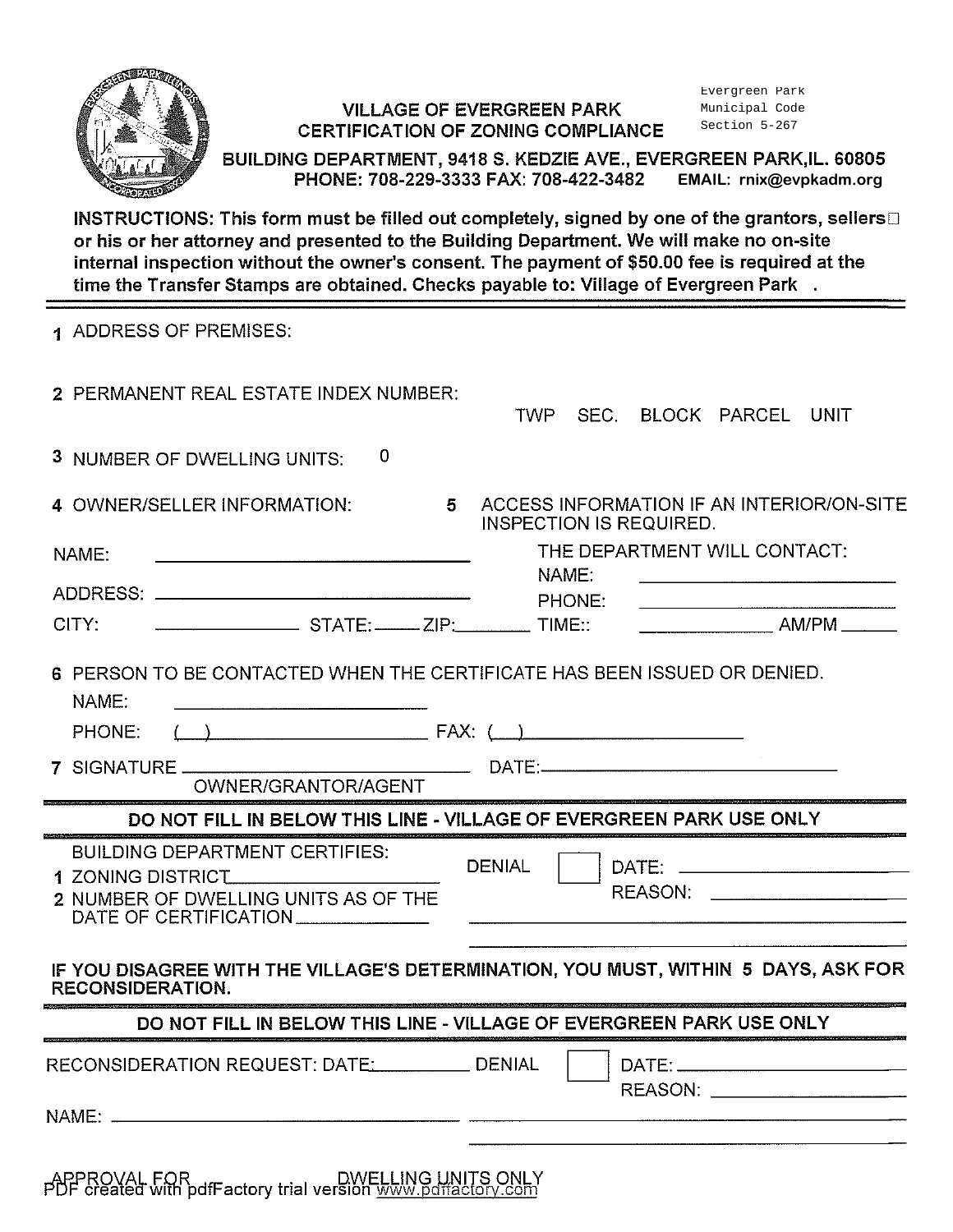Evergreen Park Municipal Code Section 5-267

# VILLAGE OF EVERGREEN PARK
## CERTIFICATION OF ZONING COMPLIANCE

**BUILDING DEPARTMENT, 9418 S. KEDZIE AVE., EVERGREEN PARK,IL. 60805**
**PHONE: 708-229-3333 FAX: 708-422-3482 EMAIL: rnix@evpkadm.org**

**INSTRUCTIONS: This form must be filled out completely, signed by one of the grantors, sellers or his or her attorney and presented to the Building Department. We will make no on-site internal inspection without the owner's consent. The payment of $50.00 fee is required at the time the Transfer Stamps are obtained. Checks payable to: Village of Evergreen Park .**

1 ADDRESS OF PREMISES:

2 PERMANENT REAL ESTATE INDEX NUMBER:

TWP SEC. BLOCK PARCEL UNIT

3 NUMBER OF DWELLING UNITS: 0

4 OWNER/SELLER INFORMATION:

NAME: ______________________________

ADDRESS: ______________________________

CITY: ______________ STATE: _____ ZIP: ________

5 ACCESS INFORMATION IF AN INTERIOR/ON-SITE INSPECTION IS REQUIRED.

THE DEPARTMENT WILL CONTACT:

NAME: ______________________________

PHONE: ______________________________

TIME:: ______________ AM/PM ______

6 PERSON TO BE CONTACTED WHEN THE CERTIFICATE HAS BEEN ISSUED OR DENIED.

NAME: ______________________________

PHONE: ( ) ______________________ FAX: ( ) ______________________

7 SIGNATURE ______________________________ DATE: ______________________________
OWNER/GRANTOR/AGENT

---

**DO NOT FILL IN BELOW THIS LINE - VILLAGE OF EVERGREEN PARK USE ONLY**

BUILDING DEPARTMENT CERTIFIES:

1 ZONING DISTRICT ______________________

2 NUMBER OF DWELLING UNITS AS OF THE DATE OF CERTIFICATION ______________

DENIAL ☐ DATE: ______________________

REASON: ______________________

**IF YOU DISAGREE WITH THE VILLAGE'S DETERMINATION, YOU MUST, WITHIN 5 DAYS, ASK FOR RECONSIDERATION.**

---

**DO NOT FILL IN BELOW THIS LINE - VILLAGE OF EVERGREEN PARK USE ONLY**

RECONSIDERATION REQUEST: DATE: __________ DENIAL ☐ DATE: ______________________

REASON: ______________________

NAME: ______________________________

APPROVAL FOR ______ DWELLING UNITS ONLY

PDF created with pdfFactory trial version www.pdffactory.com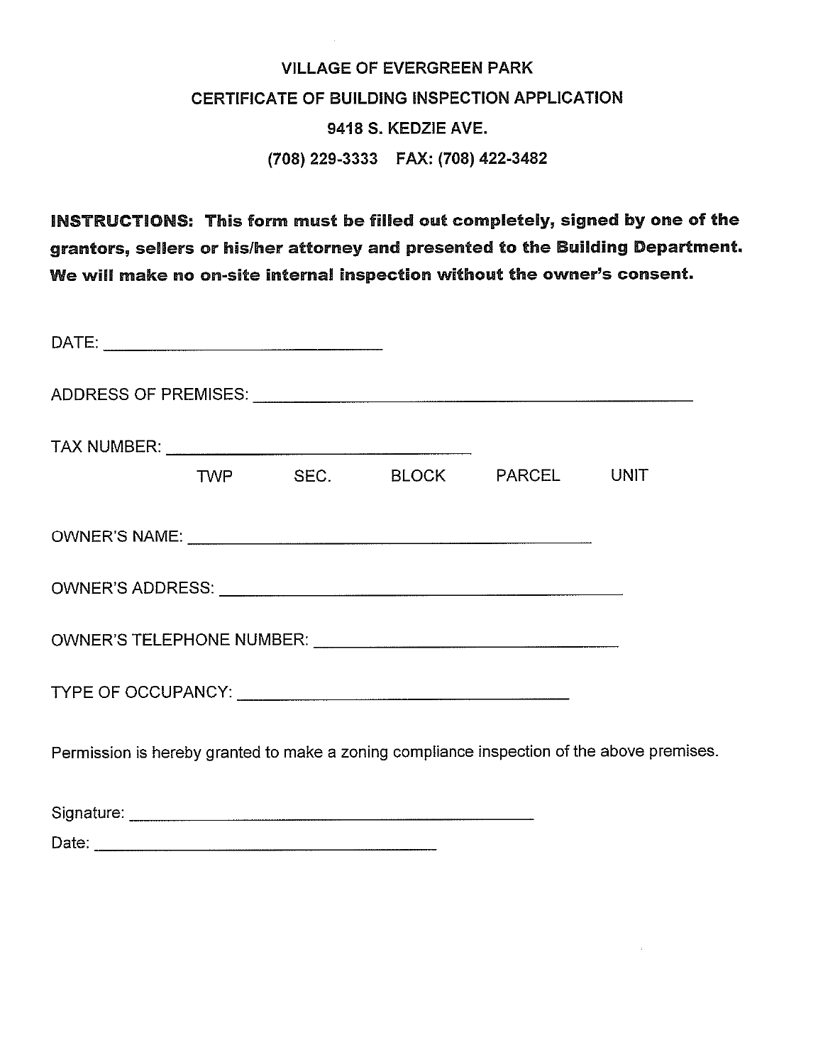# VILLAGE OF EVERGREEN PARK

## CERTIFICATE OF BUILDING INSPECTION APPLICATION

9418 S. KEDZIE AVE.

(708) 229-3333 FAX: (708) 422-3482

**INSTRUCTIONS: This form must be filled out completely, signed by one of the grantors, sellers or his/her attorney and presented to the Building Department. We will make no on-site internal inspection without the owner's consent.**

DATE: ______________________________

ADDRESS OF PREMISES: ______________________________________________

TAX NUMBER: ________________________________

TWP SEC. BLOCK PARCEL UNIT

OWNER'S NAME: ____________________________________________

OWNER'S ADDRESS: __________________________________________

OWNER'S TELEPHONE NUMBER: _________________________________

TYPE OF OCCUPANCY: ____________________________________

Permission is hereby granted to make a zoning compliance inspection of the above premises.

Signature: __________________________________________

Date: _____________________________________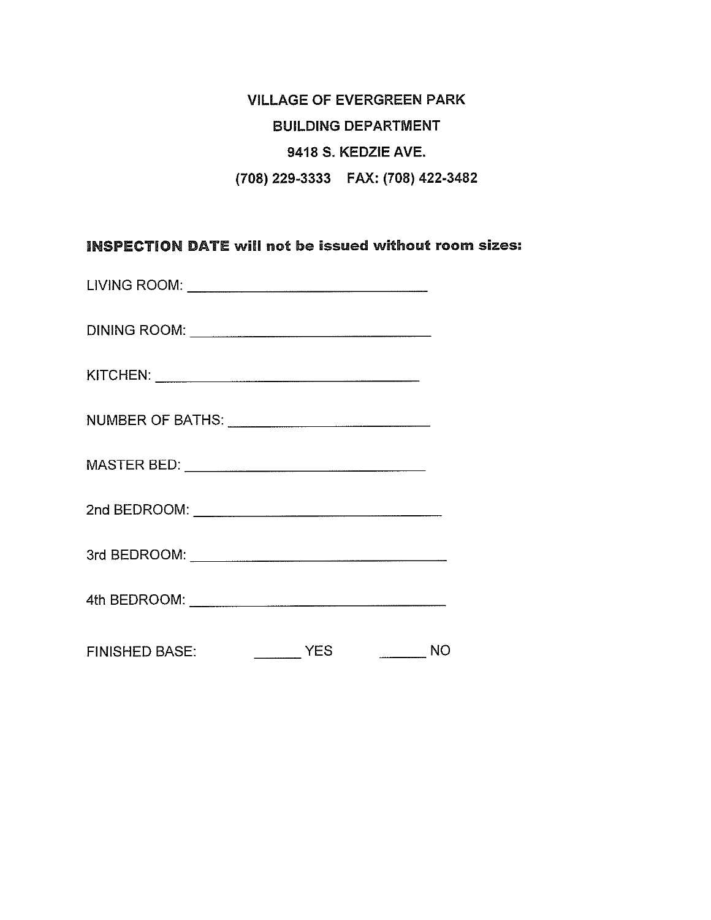**VILLAGE OF EVERGREEN PARK**

**BUILDING DEPARTMENT**

**9418 S. KEDZIE AVE.**

**(708) 229-3333 FAX: (708) 422-3482**

**INSPECTION DATE will not be issued without room sizes:**

LIVING ROOM: ______________________________

DINING ROOM: ______________________________

KITCHEN: ______________________________

NUMBER OF BATHS: ______________________________

MASTER BED: ______________________________

2nd BEDROOM: ______________________________

3rd BEDROOM: ______________________________

4th BEDROOM: ______________________________

FINISHED BASE: ______ YES ______ NO